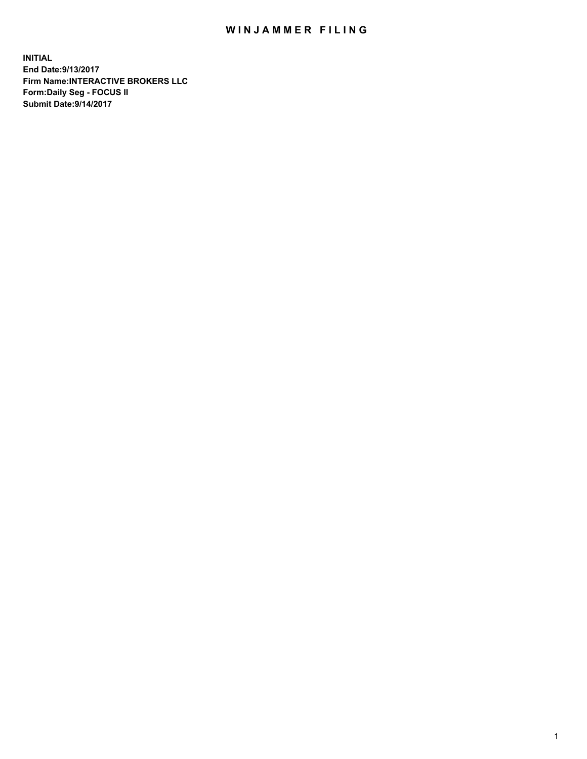# WINJAMMER FILING

**INITIAL**
**End Date:9/13/2017**
**Firm Name:INTERACTIVE BROKERS LLC**
**Form:Daily Seg - FOCUS II**
**Submit Date:9/14/2017**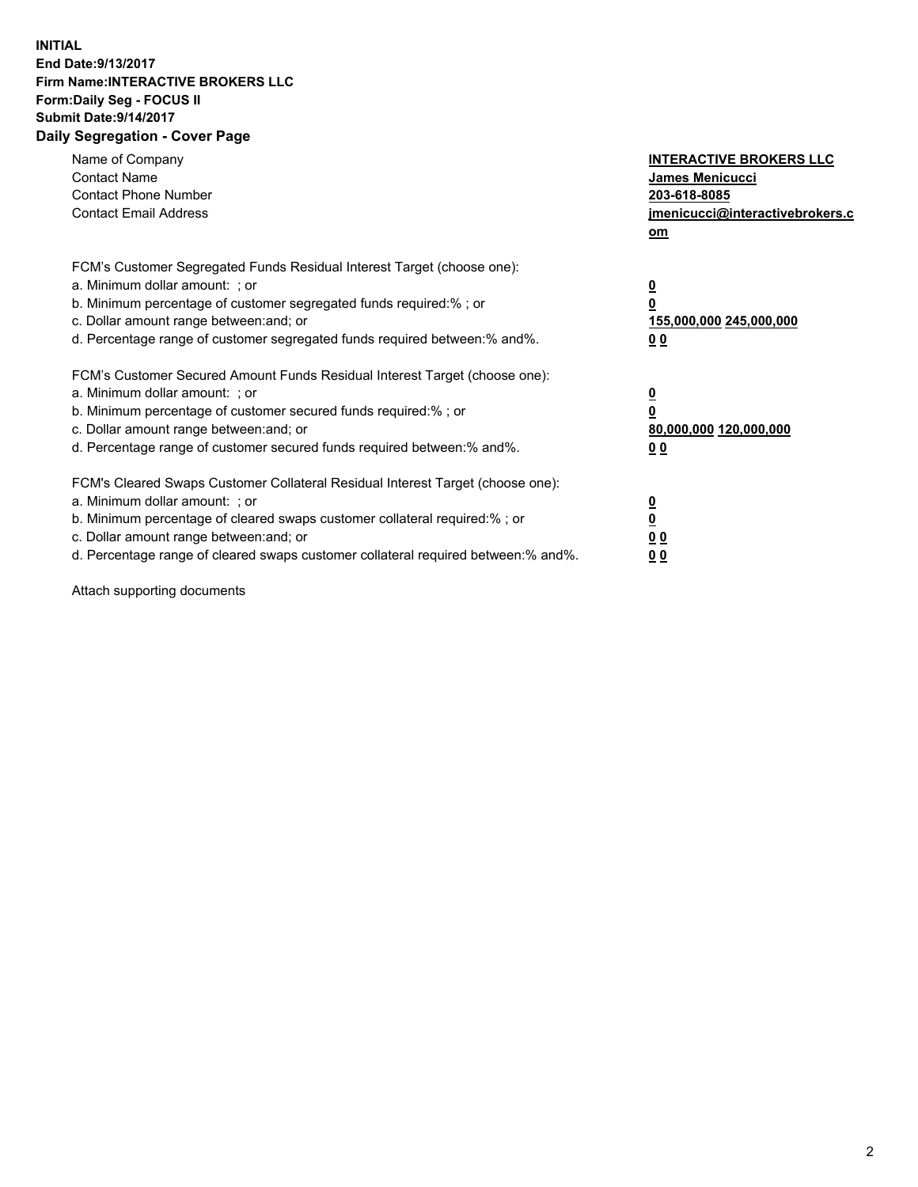**INITIAL**
**End Date:9/13/2017**
**Firm Name:INTERACTIVE BROKERS LLC**
**Form:Daily Seg - FOCUS II**
**Submit Date:9/14/2017**

## Daily Segregation - Cover Page

| | |
|---|---|
| Name of Company | **INTERACTIVE BROKERS LLC** |
| Contact Name | **James Menicucci** |
| Contact Phone Number | **203-618-8085** |
| Contact Email Address | **jmenicucci@interactivebrokers.com** |

FCM's Customer Segregated Funds Residual Interest Target (choose one):

| | |
|---|---|
| a. Minimum dollar amount: ; or | **0** |
| b. Minimum percentage of customer segregated funds required:% ; or | **0** |
| c. Dollar amount range between:and; or | **155,000,000 245,000,000** |
| d. Percentage range of customer segregated funds required between:% and%. | **0 0** |

FCM's Customer Secured Amount Funds Residual Interest Target (choose one):

| | |
|---|---|
| a. Minimum dollar amount: ; or | **0** |
| b. Minimum percentage of customer secured funds required:% ; or | **0** |
| c. Dollar amount range between:and; or | **80,000,000 120,000,000** |
| d. Percentage range of customer secured funds required between:% and%. | **0 0** |

FCM's Cleared Swaps Customer Collateral Residual Interest Target (choose one):

| | |
|---|---|
| a. Minimum dollar amount: ; or | **0** |
| b. Minimum percentage of cleared swaps customer collateral required:% ; or | **0** |
| c. Dollar amount range between:and; or | **0 0** |
| d. Percentage range of cleared swaps customer collateral required between:% and%. | **0 0** |

Attach supporting documents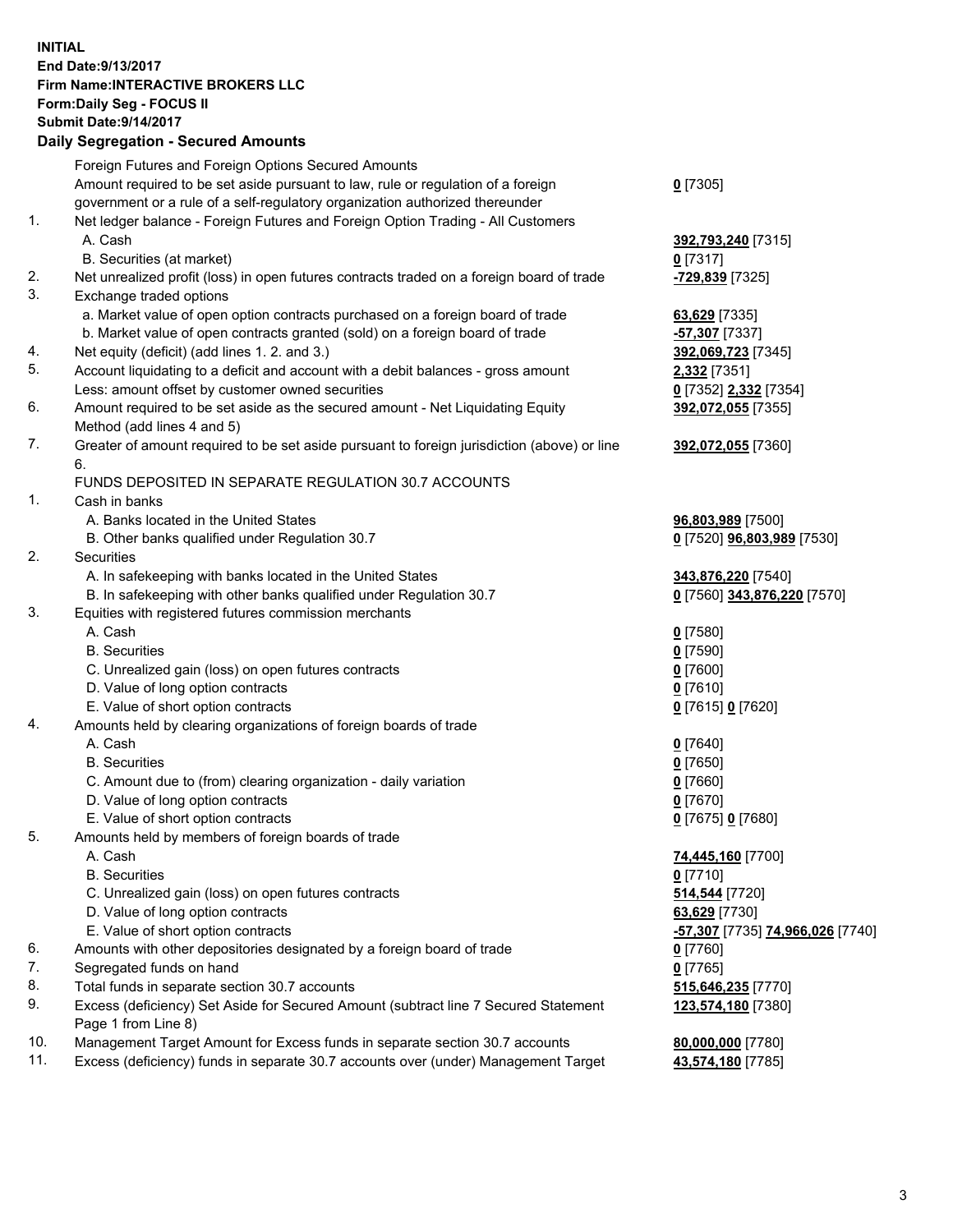**INITIAL**
**End Date:9/13/2017**
**Firm Name:INTERACTIVE BROKERS LLC**
**Form:Daily Seg - FOCUS II**
**Submit Date:9/14/2017**

## Daily Segregation - Secured Amounts

| | | |
|---|---|---|
| | Foreign Futures and Foreign Options Secured Amounts | |
| | Amount required to be set aside pursuant to law, rule or regulation of a foreign government or a rule of a self-regulatory organization authorized thereunder | **0** [7305] |
| 1. | Net ledger balance - Foreign Futures and Foreign Option Trading - All Customers | |
| | A. Cash | **392,793,240** [7315] |
| | B. Securities (at market) | **0** [7317] |
| 2. | Net unrealized profit (loss) in open futures contracts traded on a foreign board of trade | **-729,839** [7325] |
| 3. | Exchange traded options | |
| | a. Market value of open option contracts purchased on a foreign board of trade | **63,629** [7335] |
| | b. Market value of open contracts granted (sold) on a foreign board of trade | **-57,307** [7337] |
| 4. | Net equity (deficit) (add lines 1. 2. and 3.) | **392,069,723** [7345] |
| 5. | Account liquidating to a deficit and account with a debit balances - gross amount | **2,332** [7351] |
| | Less: amount offset by customer owned securities | **0** [7352] **2,332** [7354] |
| 6. | Amount required to be set aside as the secured amount - Net Liquidating Equity Method (add lines 4 and 5) | **392,072,055** [7355] |
| 7. | Greater of amount required to be set aside pursuant to foreign jurisdiction (above) or line 6. | **392,072,055** [7360] |
| | FUNDS DEPOSITED IN SEPARATE REGULATION 30.7 ACCOUNTS | |
| 1. | Cash in banks | |
| | A. Banks located in the United States | **96,803,989** [7500] |
| | B. Other banks qualified under Regulation 30.7 | **0** [7520] **96,803,989** [7530] |
| 2. | Securities | |
| | A. In safekeeping with banks located in the United States | **343,876,220** [7540] |
| | B. In safekeeping with other banks qualified under Regulation 30.7 | **0** [7560] **343,876,220** [7570] |
| 3. | Equities with registered futures commission merchants | |
| | A. Cash | **0** [7580] |
| | B. Securities | **0** [7590] |
| | C. Unrealized gain (loss) on open futures contracts | **0** [7600] |
| | D. Value of long option contracts | **0** [7610] |
| | E. Value of short option contracts | **0** [7615] **0** [7620] |
| 4. | Amounts held by clearing organizations of foreign boards of trade | |
| | A. Cash | **0** [7640] |
| | B. Securities | **0** [7650] |
| | C. Amount due to (from) clearing organization - daily variation | **0** [7660] |
| | D. Value of long option contracts | **0** [7670] |
| | E. Value of short option contracts | **0** [7675] **0** [7680] |
| 5. | Amounts held by members of foreign boards of trade | |
| | A. Cash | **74,445,160** [7700] |
| | B. Securities | **0** [7710] |
| | C. Unrealized gain (loss) on open futures contracts | **514,544** [7720] |
| | D. Value of long option contracts | **63,629** [7730] |
| | E. Value of short option contracts | **-57,307** [7735] **74,966,026** [7740] |
| 6. | Amounts with other depositories designated by a foreign board of trade | **0** [7760] |
| 7. | Segregated funds on hand | **0** [7765] |
| 8. | Total funds in separate section 30.7 accounts | **515,646,235** [7770] |
| 9. | Excess (deficiency) Set Aside for Secured Amount (subtract line 7 Secured Statement Page 1 from Line 8) | **123,574,180** [7380] |
| 10. | Management Target Amount for Excess funds in separate section 30.7 accounts | **80,000,000** [7780] |
| 11. | Excess (deficiency) funds in separate 30.7 accounts over (under) Management Target | **43,574,180** [7785] |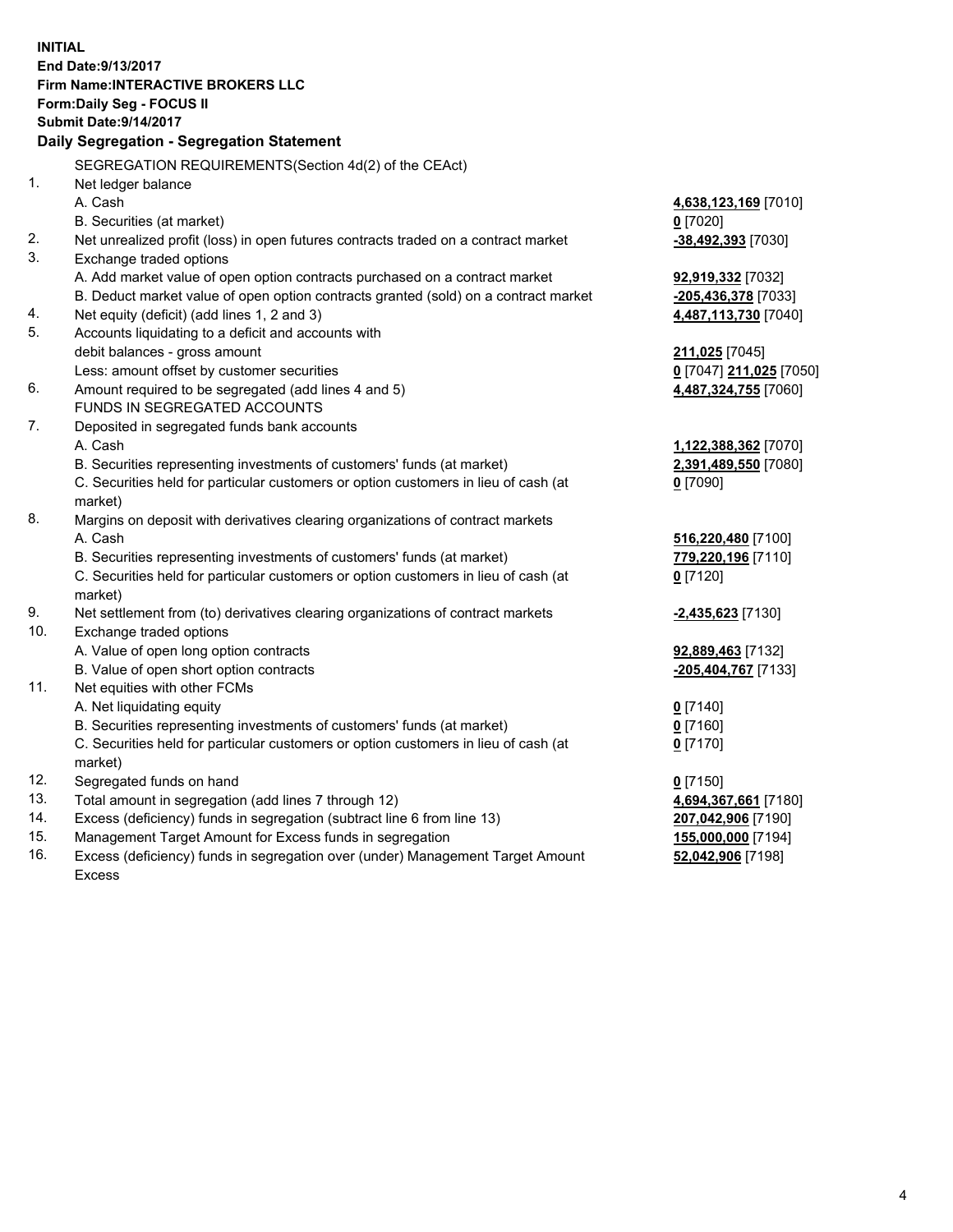**INITIAL**
**End Date:9/13/2017**
**Firm Name:INTERACTIVE BROKERS LLC**
**Form:Daily Seg - FOCUS II**
**Submit Date:9/14/2017**

## Daily Segregation - Segregation Statement

| | | |
|---|---|---|
| | SEGREGATION REQUIREMENTS(Section 4d(2) of the CEAct) | |
| 1. | Net ledger balance | |
| | A. Cash | **4,638,123,169** [7010] |
| | B. Securities (at market) | **0** [7020] |
| 2. | Net unrealized profit (loss) in open futures contracts traded on a contract market | **-38,492,393** [7030] |
| 3. | Exchange traded options | |
| | A. Add market value of open option contracts purchased on a contract market | **92,919,332** [7032] |
| | B. Deduct market value of open option contracts granted (sold) on a contract market | **-205,436,378** [7033] |
| 4. | Net equity (deficit) (add lines 1, 2 and 3) | **4,487,113,730** [7040] |
| 5. | Accounts liquidating to a deficit and accounts with | |
| | debit balances - gross amount | **211,025** [7045] |
| | Less: amount offset by customer securities | **0** [7047] **211,025** [7050] |
| 6. | Amount required to be segregated (add lines 4 and 5) | **4,487,324,755** [7060] |
| | FUNDS IN SEGREGATED ACCOUNTS | |
| 7. | Deposited in segregated funds bank accounts | |
| | A. Cash | **1,122,388,362** [7070] |
| | B. Securities representing investments of customers' funds (at market) | **2,391,489,550** [7080] |
| | C. Securities held for particular customers or option customers in lieu of cash (at market) | **0** [7090] |
| 8. | Margins on deposit with derivatives clearing organizations of contract markets | |
| | A. Cash | **516,220,480** [7100] |
| | B. Securities representing investments of customers' funds (at market) | **779,220,196** [7110] |
| | C. Securities held for particular customers or option customers in lieu of cash (at market) | **0** [7120] |
| 9. | Net settlement from (to) derivatives clearing organizations of contract markets | **-2,435,623** [7130] |
| 10. | Exchange traded options | |
| | A. Value of open long option contracts | **92,889,463** [7132] |
| | B. Value of open short option contracts | **-205,404,767** [7133] |
| 11. | Net equities with other FCMs | |
| | A. Net liquidating equity | **0** [7140] |
| | B. Securities representing investments of customers' funds (at market) | **0** [7160] |
| | C. Securities held for particular customers or option customers in lieu of cash (at market) | **0** [7170] |
| 12. | Segregated funds on hand | **0** [7150] |
| 13. | Total amount in segregation (add lines 7 through 12) | **4,694,367,661** [7180] |
| 14. | Excess (deficiency) funds in segregation (subtract line 6 from line 13) | **207,042,906** [7190] |
| 15. | Management Target Amount for Excess funds in segregation | **155,000,000** [7194] |
| 16. | Excess (deficiency) funds in segregation over (under) Management Target Amount Excess | **52,042,906** [7198] |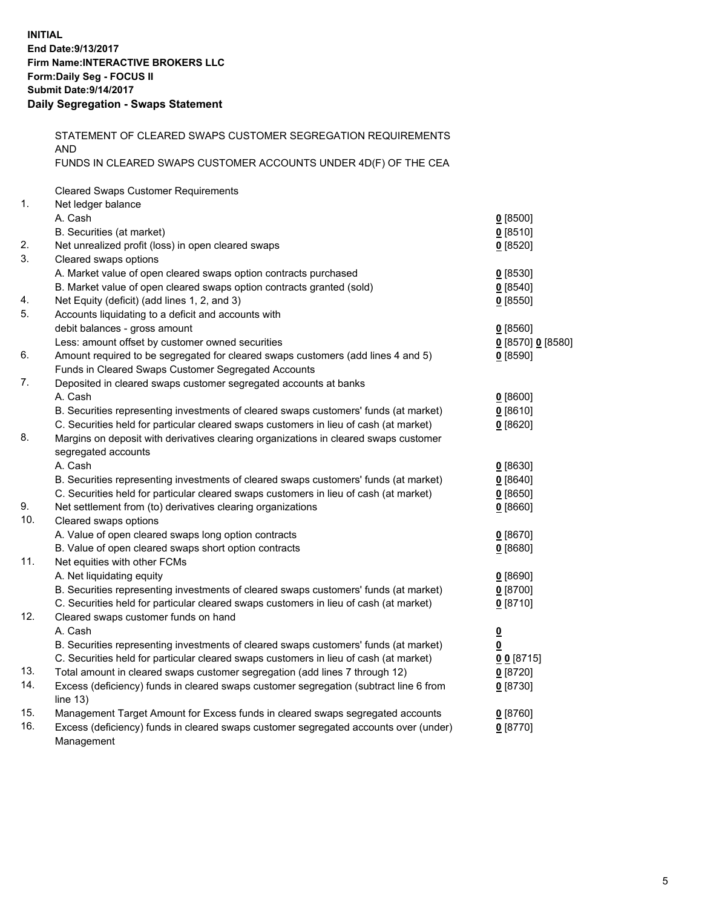**INITIAL**
**End Date:9/13/2017**
**Firm Name:INTERACTIVE BROKERS LLC**
**Form:Daily Seg - FOCUS II**
**Submit Date:9/14/2017**
**Daily Segregation - Swaps Statement**

STATEMENT OF CLEARED SWAPS CUSTOMER SEGREGATION REQUIREMENTS AND FUNDS IN CLEARED SWAPS CUSTOMER ACCOUNTS UNDER 4D(F) OF THE CEA

| | | |
|---|---|---|
| | Cleared Swaps Customer Requirements | |
| 1. | Net ledger balance | |
| | A. Cash | 0 [8500] |
| | B. Securities (at market) | 0 [8510] |
| 2. | Net unrealized profit (loss) in open cleared swaps | 0 [8520] |
| 3. | Cleared swaps options | |
| | A. Market value of open cleared swaps option contracts purchased | 0 [8530] |
| | B. Market value of open cleared swaps option contracts granted (sold) | 0 [8540] |
| 4. | Net Equity (deficit) (add lines 1, 2, and 3) | 0 [8550] |
| 5. | Accounts liquidating to a deficit and accounts with debit balances - gross amount | 0 [8560] |
| | Less: amount offset by customer owned securities | 0 [8570] 0 [8580] |
| 6. | Amount required to be segregated for cleared swaps customers (add lines 4 and 5) | 0 [8590] |
| | Funds in Cleared Swaps Customer Segregated Accounts | |
| 7. | Deposited in cleared swaps customer segregated accounts at banks | |
| | A. Cash | 0 [8600] |
| | B. Securities representing investments of cleared swaps customers' funds (at market) | 0 [8610] |
| | C. Securities held for particular cleared swaps customers in lieu of cash (at market) | 0 [8620] |
| 8. | Margins on deposit with derivatives clearing organizations in cleared swaps customer segregated accounts | |
| | A. Cash | 0 [8630] |
| | B. Securities representing investments of cleared swaps customers' funds (at market) | 0 [8640] |
| | C. Securities held for particular cleared swaps customers in lieu of cash (at market) | 0 [8650] |
| 9. | Net settlement from (to) derivatives clearing organizations | 0 [8660] |
| 10. | Cleared swaps options | |
| | A. Value of open cleared swaps long option contracts | 0 [8670] |
| | B. Value of open cleared swaps short option contracts | 0 [8680] |
| 11. | Net equities with other FCMs | |
| | A. Net liquidating equity | 0 [8690] |
| | B. Securities representing investments of cleared swaps customers' funds (at market) | 0 [8700] |
| | C. Securities held for particular cleared swaps customers in lieu of cash (at market) | 0 [8710] |
| 12. | Cleared swaps customer funds on hand | |
| | A. Cash | 0 |
| | B. Securities representing investments of cleared swaps customers' funds (at market) | 0 |
| | C. Securities held for particular cleared swaps customers in lieu of cash (at market) | 0 0 [8715] |
| 13. | Total amount in cleared swaps customer segregation (add lines 7 through 12) | 0 [8720] |
| 14. | Excess (deficiency) funds in cleared swaps customer segregation (subtract line 6 from line 13) | 0 [8730] |
| 15. | Management Target Amount for Excess funds in cleared swaps segregated accounts | 0 [8760] |
| 16. | Excess (deficiency) funds in cleared swaps customer segregated accounts over (under) Management | 0 [8770] |